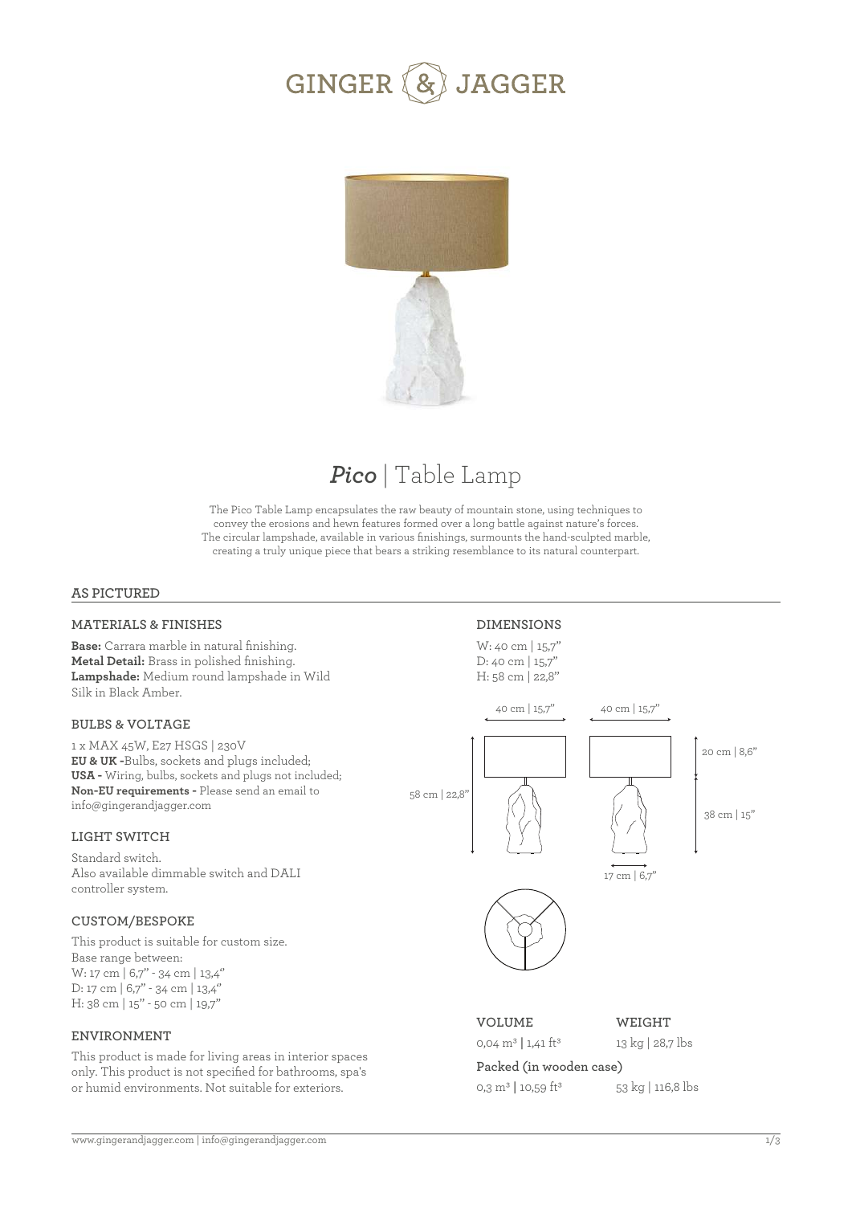# GINGER & JAGGER

## *Pico* | Table Lamp

The Pico Table Lamp encapsulates the raw beauty of mountain stone, using techniques to convey the erosions and hewn features formed over a long battle against nature's forces. The circular lampshade, available in various finishings, surmounts the hand-sculpted marble, creating a truly unique piece that bears a striking resemblance to its natural counterpart.

### AS PICTURED

#### MATERIALS & FINISHES

**Base:** Carrara marble in natural finishing.
**Metal Detail:** Brass in polished finishing.
**Lampshade:** Medium round lampshade in Wild Silk in Black Amber.

#### BULBS & VOLTAGE

1 x MAX 45W, E27 HSGS | 230V
**EU & UK -**Bulbs, sockets and plugs included;
**USA -** Wiring, bulbs, sockets and plugs not included;
**Non-EU requirements -** Please send an email to info@gingerandjagger.com

#### LIGHT SWITCH

Standard switch.
Also available dimmable switch and DALI controller system.

#### CUSTOM/BESPOKE

This product is suitable for custom size.
Base range between:
W: 17 cm | 6,7" - 34 cm | 13,4"
D: 17 cm | 6,7" - 34 cm | 13,4"
H: 38 cm | 15" - 50 cm | 19,7"

#### ENVIRONMENT

This product is made for living areas in interior spaces only. This product is not specified for bathrooms, spa's or humid environments. Not suitable for exteriors.

#### DIMENSIONS

W: 40 cm | 15,7"
D: 40 cm | 15,7"
H: 58 cm | 22,8"

40 cm | 15,7" — 40 cm | 15,7" — 58 cm | 22,8" — 20 cm | 8,6" — 38 cm | 15" — 17 cm | 6,7"

| VOLUME | WEIGHT |
|---|---|
| 0,04 m³ \| 1,41 ft³ | 13 kg \| 28,7 lbs |

**Packed (in wooden case)**

| | |
|---|---|
| 0,3 m³ \| 10,59 ft³ | 53 kg \| 116,8 lbs |

www.gingerandjagger.com | info@gingerandjagger.com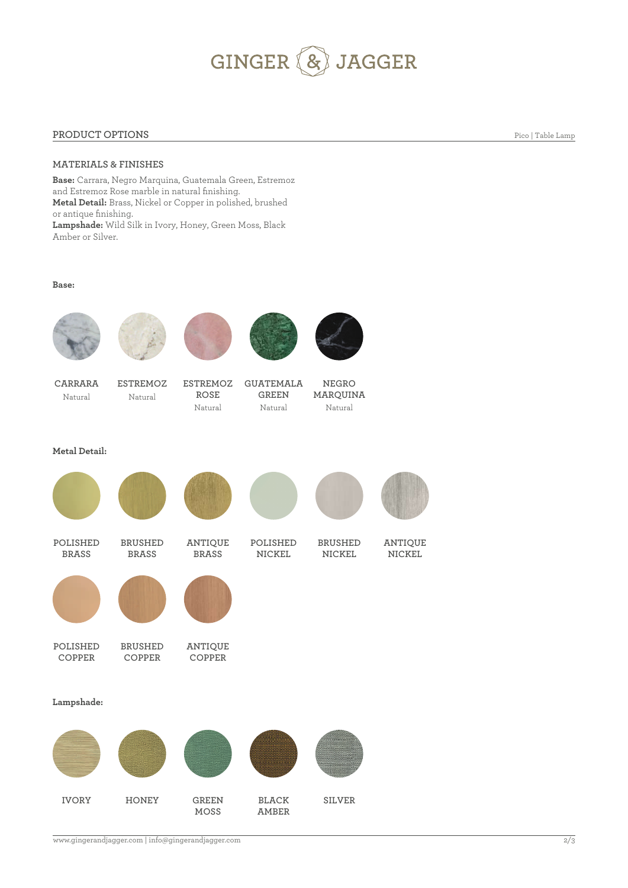# GINGER & JAGGER

## PRODUCT OPTIONS

Pico | Table Lamp

### MATERIALS & FINISHES

**Base:** Carrara, Negro Marquina, Guatemala Green, Estremoz and Estremoz Rose marble in natural finishing.
**Metal Detail:** Brass, Nickel or Copper in polished, brushed or antique finishing.
**Lampshade:** Wild Silk in Ivory, Honey, Green Moss, Black Amber or Silver.

**Base:**

- CARRARA — Natural
- ESTREMOZ — Natural
- ESTREMOZ ROSE — Natural
- GUATEMALA GREEN — Natural
- NEGRO MARQUINA — Natural

**Metal Detail:**

- POLISHED BRASS
- BRUSHED BRASS
- ANTIQUE BRASS
- POLISHED NICKEL
- BRUSHED NICKEL
- ANTIQUE NICKEL
- POLISHED COPPER
- BRUSHED COPPER
- ANTIQUE COPPER

**Lampshade:**

- IVORY
- HONEY
- GREEN MOSS
- BLACK AMBER
- SILVER

www.gingerandjagger.com | info@gingerandjagger.com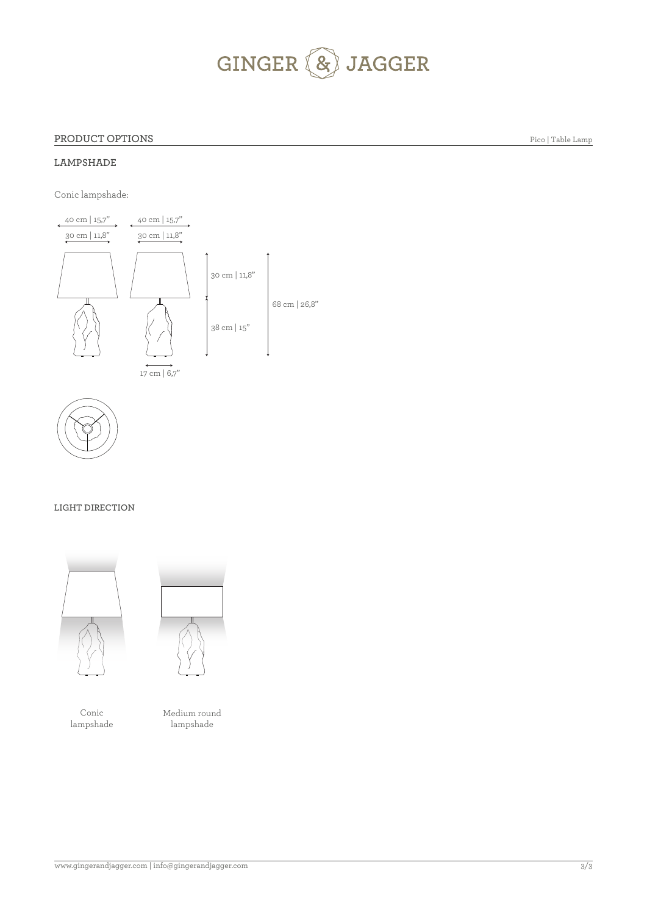GINGER & JAGGER

## PRODUCT OPTIONS

Pico | Table Lamp

### LAMPSHADE

Conic lampshade:

40 cm | 15,7"
30 cm | 11,8"
40 cm | 15,7"
30 cm | 11,8"
30 cm | 11,8"
38 cm | 15"
68 cm | 26,8"
17 cm | 6,7"

### LIGHT DIRECTION

Conic lampshade

Medium round lampshade

www.gingerandjagger.com | info@gingerandjagger.com